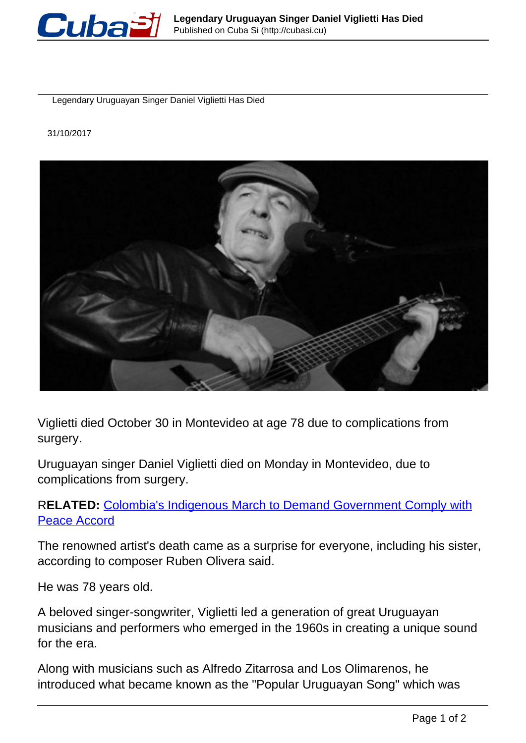Legendary Uruguayan Singer Daniel Viglietti Has Died

31/10/2017

Viglietti died October 30 in Montevideo at age 78 due to complications from surgery.

Uruguayan singer Daniel Viglietti died on Monday in Montevideo, due to complications from surgery.

R**ELATED:** [Colombia's Indigenous March to Demand Government Comply with Peace Accord]

The renowned artist's death came as a surprise for everyone, including his sister, according to composer Ruben Olivera said.

He was 78 years old.

A beloved singer-songwriter, Viglietti led a generation of great Uruguayan musicians and performers who emerged in the 1960s in creating a unique sound for the era.

Along with musicians such as Alfredo Zitarrosa and Los Olimarenos, he introduced what became known as the "Popular Uruguayan Song" which was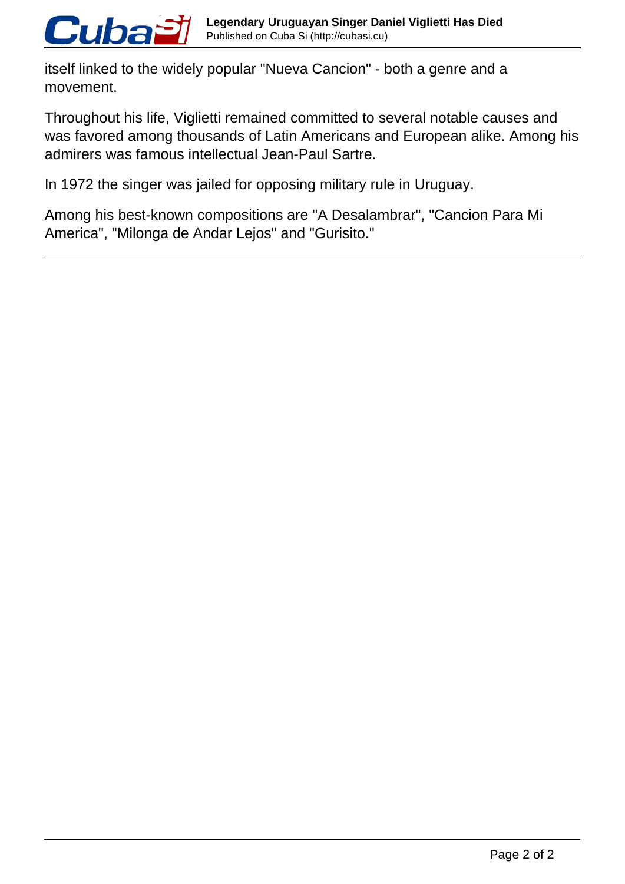itself linked to the widely popular "Nueva Cancion" - both a genre and a movement.

Throughout his life, Viglietti remained committed to several notable causes and was favored among thousands of Latin Americans and European alike. Among his admirers was famous intellectual Jean-Paul Sartre.

In 1972 the singer was jailed for opposing military rule in Uruguay.

Among his best-known compositions are "A Desalambrar", "Cancion Para Mi America", "Milonga de Andar Lejos" and "Gurisito."